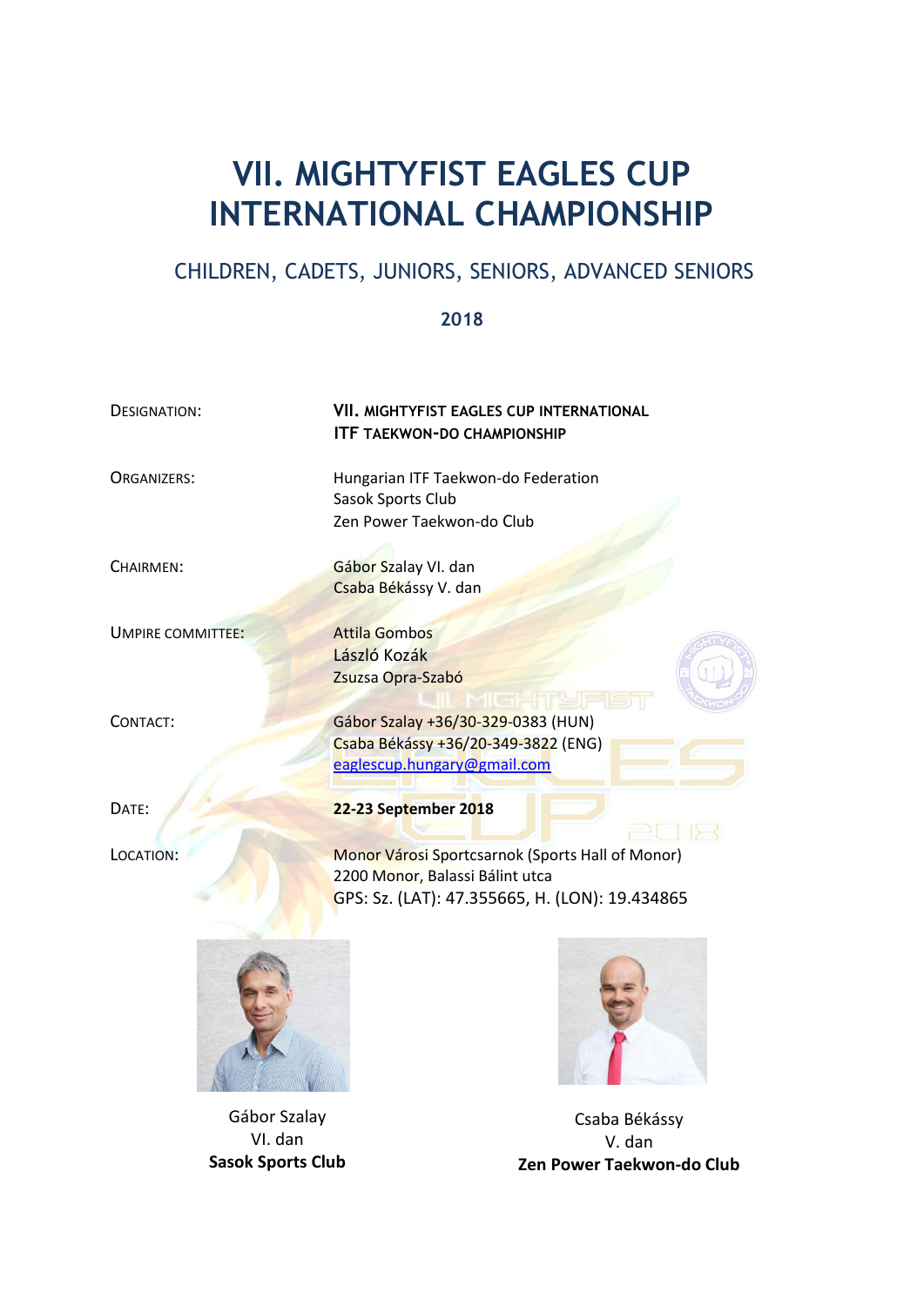# VII. MIGHTYFIST EAGLES CUP INTERNATIONAL CHAMPIONSHIP

## CHILDREN, CADETS, JUNIORS, SENIORS, ADVANCED SENIORS

**2018**

| | |
|---|---|
| DESIGNATION: | **VII. MIGHTYFIST EAGLES CUP INTERNATIONAL ITF TAEKWON-DO CHAMPIONSHIP** |
| ORGANIZERS: | Hungarian ITF Taekwon-do Federation<br>Sasok Sports Club<br>Zen Power Taekwon-do Club |
| CHAIRMEN: | Gábor Szalay VI. dan<br>Csaba Békássy V. dan |
| UMPIRE COMMITTEE: | Attila Gombos<br>László Kozák<br>Zsuzsa Opra-Szabó |
| CONTACT: | Gábor Szalay +36/30-329-0383 (HUN)<br>Csaba Békássy +36/20-349-3822 (ENG)<br>eaglescup.hungary@gmail.com |
| DATE: | **22-23 September 2018** |
| LOCATION: | Monor Városi Sportcsarnok (Sports Hall of Monor)<br>2200 Monor, Balassi Bálint utca<br>GPS: Sz. (LAT): 47.355665, H. (LON): 19.434865 |

Gábor Szalay
VI. dan
**Sasok Sports Club**

Csaba Békássy
V. dan
**Zen Power Taekwon-do Club**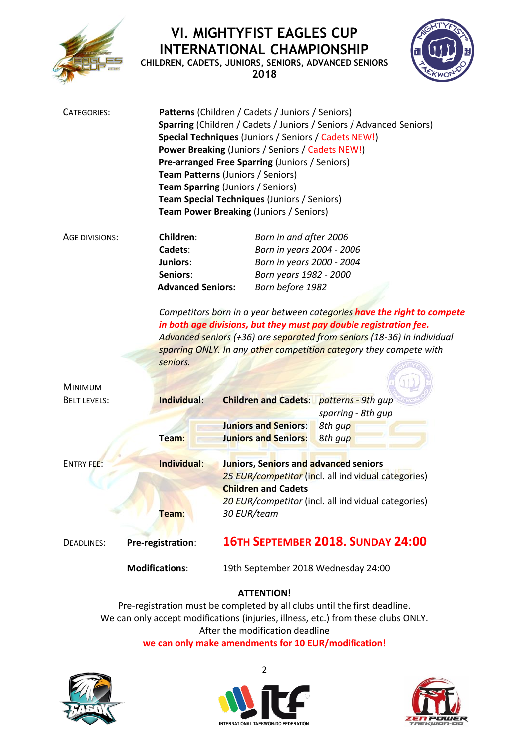# VI. MIGHTYFIST EAGLES CUP INTERNATIONAL CHAMPIONSHIP

**CHILDREN, CADETS, JUNIORS, SENIORS, ADVANCED SENIORS**

**2018**

CATEGORIES:

**Patterns** (Children / Cadets / Juniors / Seniors)
**Sparring** (Children / Cadets / Juniors / Seniors / Advanced Seniors)
**Special Techniques** (Juniors / Seniors / Cadets NEW!)
**Power Breaking** (Juniors / Seniors / Cadets NEW!)
**Pre-arranged Free Sparring** (Juniors / Seniors)
**Team Patterns** (Juniors / Seniors)
**Team Sparring** (Juniors / Seniors)
**Team Special Techniques** (Juniors / Seniors)
**Team Power Breaking** (Juniors / Seniors)

AGE DIVISIONS:

| | |
|---|---|
| **Children**: | *Born in and after 2006* |
| **Cadets**: | *Born in years 2004 - 2006* |
| **Juniors**: | *Born in years 2000 - 2004* |
| **Seniors**: | *Born years 1982 - 2000* |
| **Advanced Seniors:** | *Born before 1982* |

*Competitors born in a year between categories* ***have the right to compete in both age divisions, but they must pay double registration fee.*** *Advanced seniors (+36) are separated from seniors (18-36) in individual sparring ONLY. In any other competition category they compete with seniors.*

MINIMUM BELT LEVELS:

| | | |
|---|---|---|
| **Individual**: | **Children and Cadets**: | *patterns - 9th gup* |
| | | *sparring - 8th gup* |
| | **Juniors and Seniors**: | *8th gup* |
| **Team**: | **Juniors and Seniors**: | *8th gup* |

ENTRY FEE:

**Individual**: **Juniors, Seniors and advanced seniors**
*25 EUR/competitor* (incl. all individual categories)
**Children and Cadets**
*20 EUR/competitor* (incl. all individual categories)

**Team**: *30 EUR/team*

DEADLINES:

**Pre-registration**: **16TH SEPTEMBER 2018. SUNDAY 24:00**

**Modifications**: 19th September 2018 Wednesday 24:00

**ATTENTION!**

Pre-registration must be completed by all clubs until the first deadline.
We can only accept modifications (injuries, illness, etc.) from these clubs ONLY.
After the modification deadline
**we can only make amendments for 10 EUR/modification!**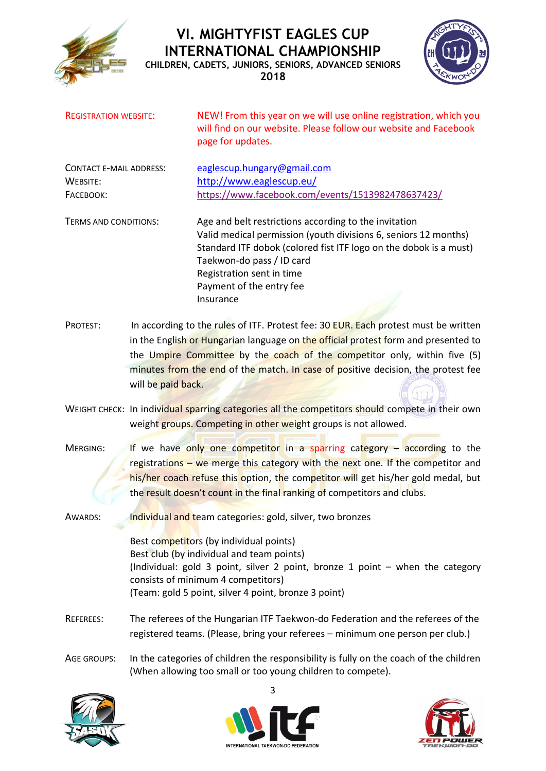# VI. MIGHTYFIST EAGLES CUP INTERNATIONAL CHAMPIONSHIP

**CHILDREN, CADETS, JUNIORS, SENIORS, ADVANCED SENIORS 2018**

| | |
|---|---|
| REGISTRATION WEBSITE: | NEW! From this year on we will use online registration, which you will find on our website. Please follow our website and Facebook page for updates. |
| CONTACT E-MAIL ADDRESS: | eaglescup.hungary@gmail.com |
| WEBSITE: | http://www.eaglescup.eu/ |
| FACEBOOK: | https://www.facebook.com/events/1513982478637423/ |
| TERMS AND CONDITIONS: | Age and belt restrictions according to the invitation<br>Valid medical permission (youth divisions 6, seniors 12 months)<br>Standard ITF dobok (colored fist ITF logo on the dobok is a must)<br>Taekwon-do pass / ID card<br>Registration sent in time<br>Payment of the entry fee<br>Insurance |

**PROTEST:** In according to the rules of ITF. Protest fee: 30 EUR. Each protest must be written in the English or Hungarian language on the official protest form and presented to the Umpire Committee by the coach of the competitor only, within five (5) minutes from the end of the match. In case of positive decision, the protest fee will be paid back.

**WEIGHT CHECK:** In individual sparring categories all the competitors should compete in their own weight groups. Competing in other weight groups is not allowed.

**MERGING:** If we have only one competitor in a sparring category – according to the registrations – we merge this category with the next one. If the competitor and his/her coach refuse this option, the competitor will get his/her gold medal, but the result doesn't count in the final ranking of competitors and clubs.

**AWARDS:** Individual and team categories: gold, silver, two bronzes

Best competitors (by individual points)
Best club (by individual and team points)
(Individual: gold 3 point, silver 2 point, bronze 1 point – when the category consists of minimum 4 competitors)
(Team: gold 5 point, silver 4 point, bronze 3 point)

**REFEREES:** The referees of the Hungarian ITF Taekwon-do Federation and the referees of the registered teams. (Please, bring your referees – minimum one person per club.)

**AGE GROUPS:** In the categories of children the responsibility is fully on the coach of the children (When allowing too small or too young children to compete).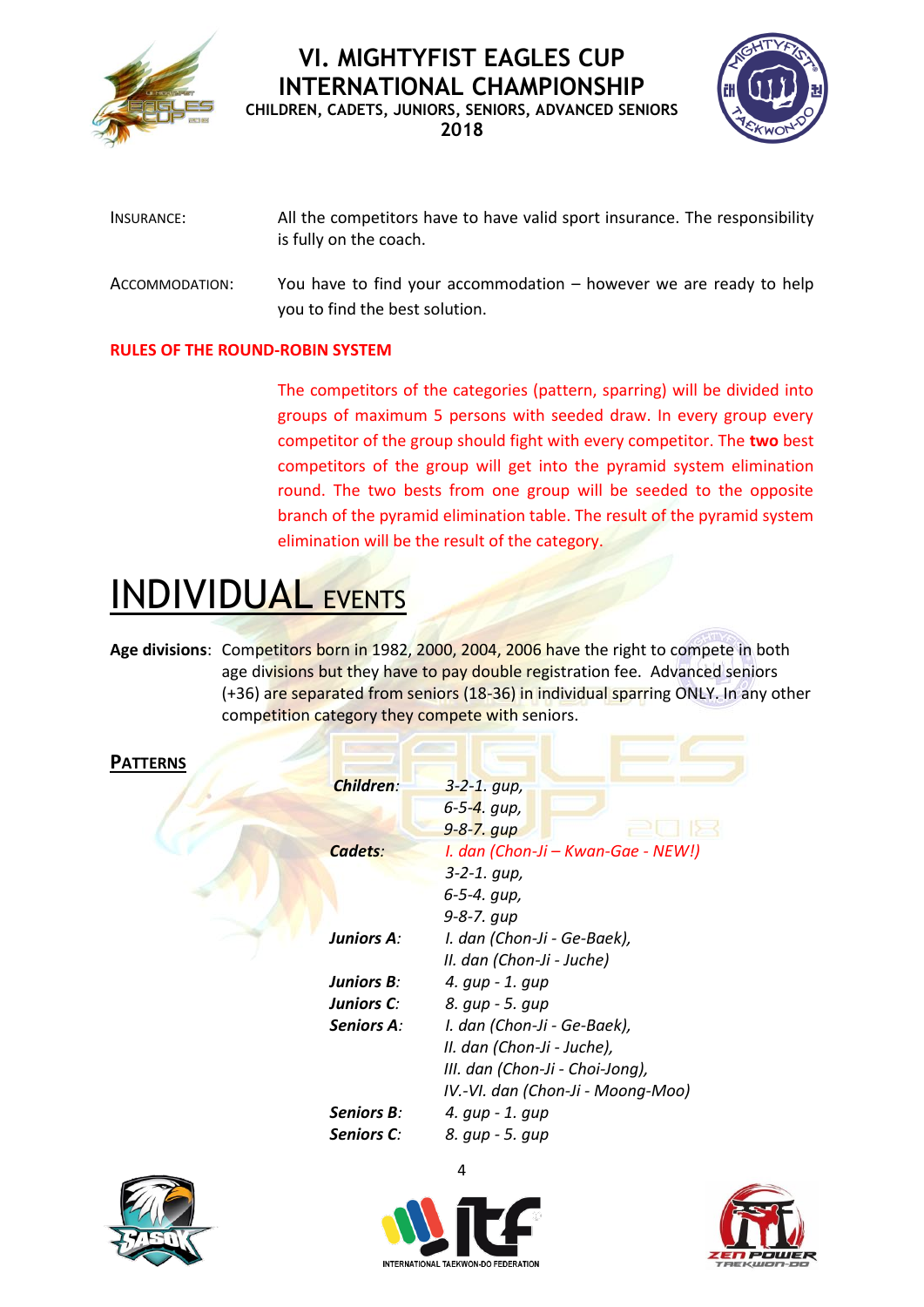INSURANCE: All the competitors have to have valid sport insurance. The responsibility is fully on the coach.

ACCOMMODATION: You have to find your accommodation – however we are ready to help you to find the best solution.

**RULES OF THE ROUND-ROBIN SYSTEM**

The competitors of the categories (pattern, sparring) will be divided into groups of maximum 5 persons with seeded draw. In every group every competitor of the group should fight with every competitor. The **two** best competitors of the group will get into the pyramid system elimination round. The two bests from one group will be seeded to the opposite branch of the pyramid elimination table. The result of the pyramid system elimination will be the result of the category.

# INDIVIDUAL EVENTS

**Age divisions**: Competitors born in 1982, 2000, 2004, 2006 have the right to compete in both age divisions but they have to pay double registration fee. Advanced seniors (+36) are separated from seniors (18-36) in individual sparring ONLY. In any other competition category they compete with seniors.

**PATTERNS**

| | |
|---|---|
| ***Children***: | *3-2-1. gup,*<br>*6-5-4. gup,*<br>*9-8-7. gup* |
| ***Cadets***: | *I. dan (Chon-Ji – Kwan-Gae - NEW!)*<br>*3-2-1. gup,*<br>*6-5-4. gup,*<br>*9-8-7. gup* |
| ***Juniors A***: | *I. dan (Chon-Ji - Ge-Baek),*<br>*II. dan (Chon-Ji - Juche)* |
| ***Juniors B***: | *4. gup - 1. gup* |
| ***Juniors C***: | *8. gup - 5. gup* |
| ***Seniors A***: | *I. dan (Chon-Ji - Ge-Baek),*<br>*II. dan (Chon-Ji - Juche),*<br>*III. dan (Chon-Ji - Choi-Jong),*<br>*IV.-VI. dan (Chon-Ji - Moong-Moo)* |
| ***Seniors B***: | *4. gup - 1. gup* |
| ***Seniors C***: | *8. gup - 5. gup* |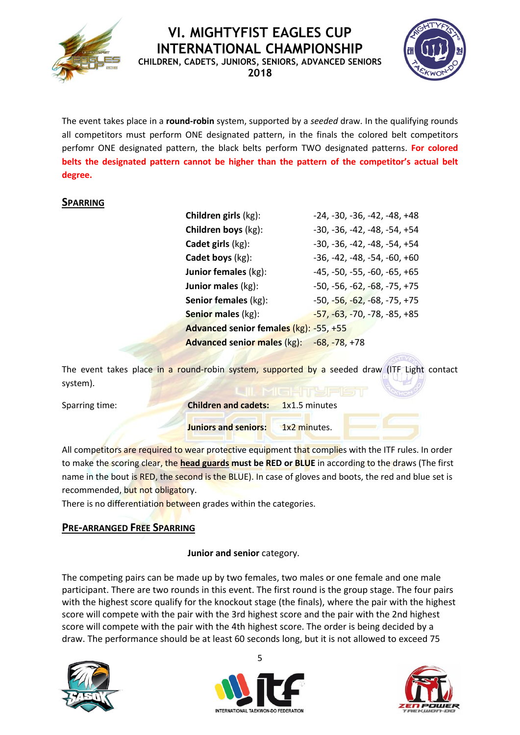The event takes place in a **round-robin** system, supported by a *seeded* draw. In the qualifying rounds all competitors must perform ONE designated pattern, in the finals the colored belt competitors perfomr ONE designated pattern, the black belts perform TWO designated patterns. **For colored belts the designated pattern cannot be higher than the pattern of the competitor's actual belt degree.**

## Sparring

| | |
|---|---|
| **Children girls** (kg): | -24, -30, -36, -42, -48, +48 |
| **Children boys** (kg): | -30, -36, -42, -48, -54, +54 |
| **Cadet girls** (kg): | -30, -36, -42, -48, -54, +54 |
| **Cadet boys** (kg): | -36, -42, -48, -54, -60, +60 |
| **Junior females** (kg): | -45, -50, -55, -60, -65, +65 |
| **Junior males** (kg): | -50, -56, -62, -68, -75, +75 |
| **Senior females** (kg): | -50, -56, -62, -68, -75, +75 |
| **Senior males** (kg): | -57, -63, -70, -78, -85, +85 |
| **Advanced senior females** (kg): | -55, +55 |
| **Advanced senior males** (kg): | -68, -78, +78 |

The event takes place in a round-robin system, supported by a seeded draw (ITF Light contact system).

Sparring time: **Children and cadets:** 1x1.5 minutes

**Juniors and seniors:** 1x2 minutes.

All competitors are required to wear protective equipment that complies with the ITF rules. In order to make the scoring clear, the **head guards must be RED or BLUE** in according to the draws (The first name in the bout is RED, the second is the BLUE). In case of gloves and boots, the red and blue set is recommended, but not obligatory.

There is no differentiation between grades within the categories.

## Pre-arranged Free Sparring

**Junior and senior** category.

The competing pairs can be made up by two females, two males or one female and one male participant. There are two rounds in this event. The first round is the group stage. The four pairs with the highest score qualify for the knockout stage (the finals), where the pair with the highest score will compete with the pair with the 3rd highest score and the pair with the 2nd highest score will compete with the pair with the 4th highest score. The order is being decided by a draw. The performance should be at least 60 seconds long, but it is not allowed to exceed 75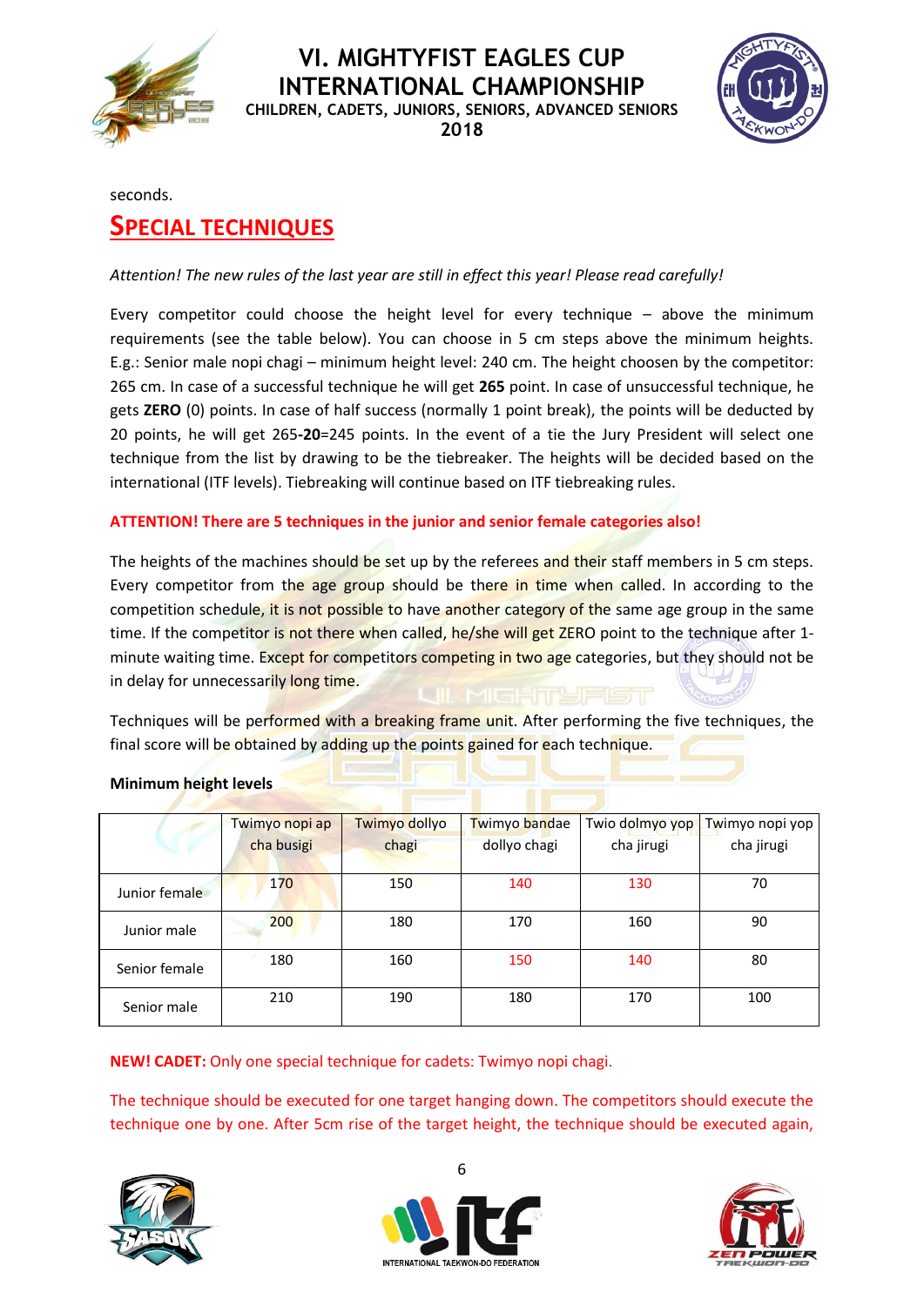seconds.

## SPECIAL TECHNIQUES

*Attention! The new rules of the last year are still in effect this year! Please read carefully!*

Every competitor could choose the height level for every technique – above the minimum requirements (see the table below). You can choose in 5 cm steps above the minimum heights. E.g.: Senior male nopi chagi – minimum height level: 240 cm. The height choosen by the competitor: 265 cm. In case of a successful technique he will get **265** point. In case of unsuccessful technique, he gets **ZERO** (0) points. In case of half success (normally 1 point break), the points will be deducted by 20 points, he will get 265**-20**=245 points. In the event of a tie the Jury President will select one technique from the list by drawing to be the tiebreaker. The heights will be decided based on the international (ITF levels). Tiebreaking will continue based on ITF tiebreaking rules.

**ATTENTION! There are 5 techniques in the junior and senior female categories also!**

The heights of the machines should be set up by the referees and their staff members in 5 cm steps. Every competitor from the age group should be there in time when called. In according to the competition schedule, it is not possible to have another category of the same age group in the same time. If the competitor is not there when called, he/she will get ZERO point to the technique after 1-minute waiting time. Except for competitors competing in two age categories, but they should not be in delay for unnecessarily long time.

Techniques will be performed with a breaking frame unit. After performing the five techniques, the final score will be obtained by adding up the points gained for each technique.

**Minimum height levels**

| | Twimyo nopi ap cha busigi | Twimyo dollyo chagi | Twimyo bandae dollyo chagi | Twio dolmyo yop cha jirugi | Twimyo nopi yop cha jirugi |
|---|---|---|---|---|---|
| Junior female | 170 | 150 | 140 | 130 | 70 |
| Junior male | 200 | 180 | 170 | 160 | 90 |
| Senior female | 180 | 160 | 150 | 140 | 80 |
| Senior male | 210 | 190 | 180 | 170 | 100 |

**NEW! CADET:** Only one special technique for cadets: Twimyo nopi chagi.

The technique should be executed for one target hanging down. The competitors should execute the technique one by one. After 5cm rise of the target height, the technique should be executed again,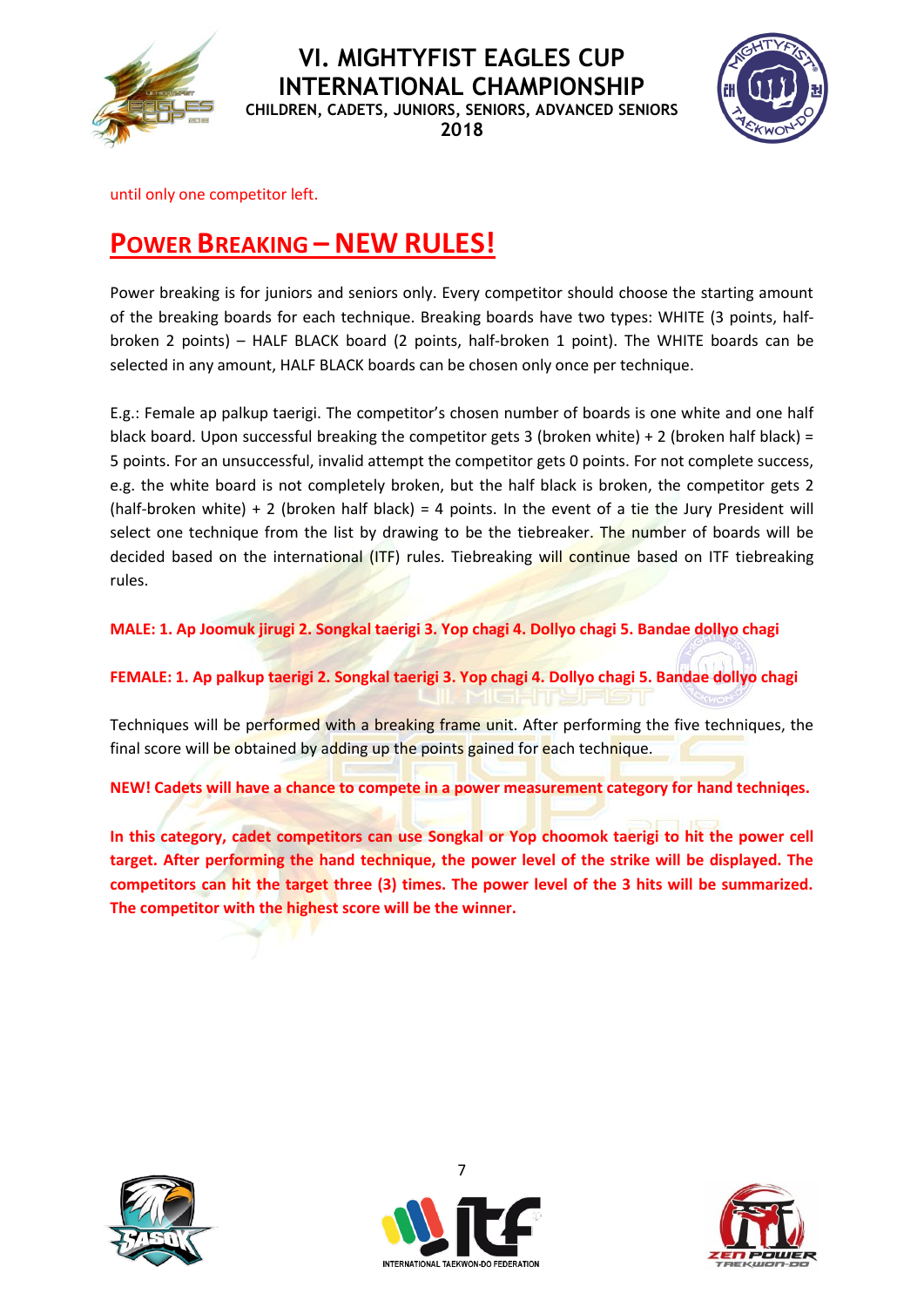until only one competitor left.

## POWER BREAKING – NEW RULES!

Power breaking is for juniors and seniors only. Every competitor should choose the starting amount of the breaking boards for each technique. Breaking boards have two types: WHITE (3 points, half-broken 2 points) – HALF BLACK board (2 points, half-broken 1 point). The WHITE boards can be selected in any amount, HALF BLACK boards can be chosen only once per technique.

E.g.: Female ap palkup taerigi. The competitor's chosen number of boards is one white and one half black board. Upon successful breaking the competitor gets 3 (broken white) + 2 (broken half black) = 5 points. For an unsuccessful, invalid attempt the competitor gets 0 points. For not complete success, e.g. the white board is not completely broken, but the half black is broken, the competitor gets 2 (half-broken white) + 2 (broken half black) = 4 points. In the event of a tie the Jury President will select one technique from the list by drawing to be the tiebreaker. The number of boards will be decided based on the international (ITF) rules. Tiebreaking will continue based on ITF tiebreaking rules.

**MALE: 1. Ap Joomuk jirugi 2. Songkal taerigi 3. Yop chagi 4. Dollyo chagi 5. Bandae dollyo chagi**

**FEMALE: 1. Ap palkup taerigi 2. Songkal taerigi 3. Yop chagi 4. Dollyo chagi 5. Bandae dollyo chagi**

Techniques will be performed with a breaking frame unit. After performing the five techniques, the final score will be obtained by adding up the points gained for each technique.

**NEW! Cadets will have a chance to compete in a power measurement category for hand techniqes.**

**In this category, cadet competitors can use Songkal or Yop choomok taerigi to hit the power cell target. After performing the hand technique, the power level of the strike will be displayed. The competitors can hit the target three (3) times. The power level of the 3 hits will be summarized. The competitor with the highest score will be the winner.**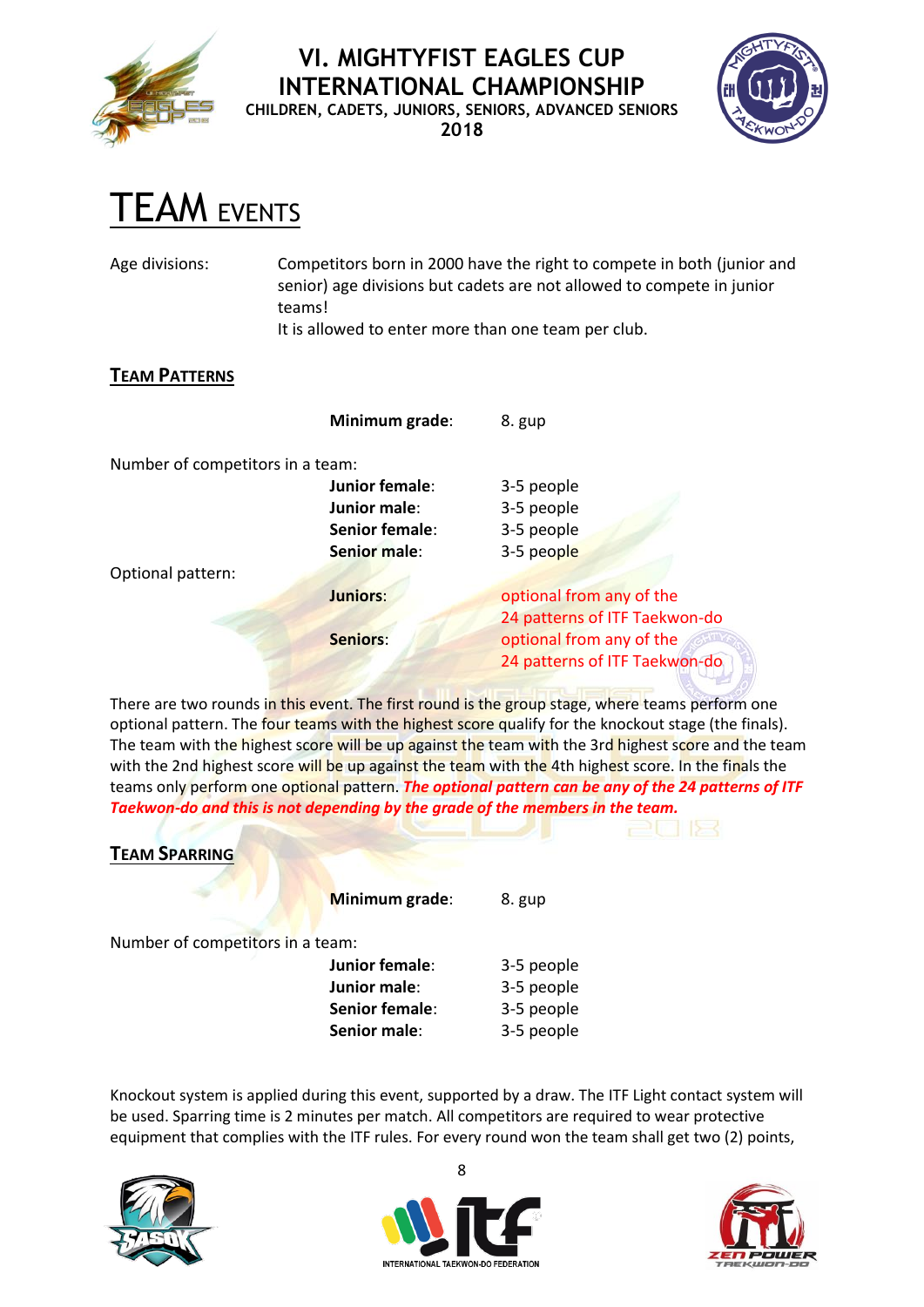# TEAM EVENTS

Age divisions: Competitors born in 2000 have the right to compete in both (junior and senior) age divisions but cadets are not allowed to compete in junior teams!
It is allowed to enter more than one team per club.

## TEAM PATTERNS

**Minimum grade**: 8. gup

Number of competitors in a team:

| | |
|---|---|
| **Junior female**: | 3-5 people |
| **Junior male**: | 3-5 people |
| **Senior female**: | 3-5 people |
| **Senior male**: | 3-5 people |

Optional pattern:

| | |
|---|---|
| **Juniors**: | optional from any of the 24 patterns of ITF Taekwon-do |
| **Seniors**: | optional from any of the 24 patterns of ITF Taekwon-do |

There are two rounds in this event. The first round is the group stage, where teams perform one optional pattern. The four teams with the highest score qualify for the knockout stage (the finals). The team with the highest score will be up against the team with the 3rd highest score and the team with the 2nd highest score will be up against the team with the 4th highest score. In the finals the teams only perform one optional pattern. ***The optional pattern can be any of the 24 patterns of ITF Taekwon-do and this is not depending by the grade of the members in the team.***

## TEAM SPARRING

**Minimum grade**: 8. gup

Number of competitors in a team:

| | |
|---|---|
| **Junior female**: | 3-5 people |
| **Junior male**: | 3-5 people |
| **Senior female**: | 3-5 people |
| **Senior male**: | 3-5 people |

Knockout system is applied during this event, supported by a draw. The ITF Light contact system will be used. Sparring time is 2 minutes per match. All competitors are required to wear protective equipment that complies with the ITF rules. For every round won the team shall get two (2) points,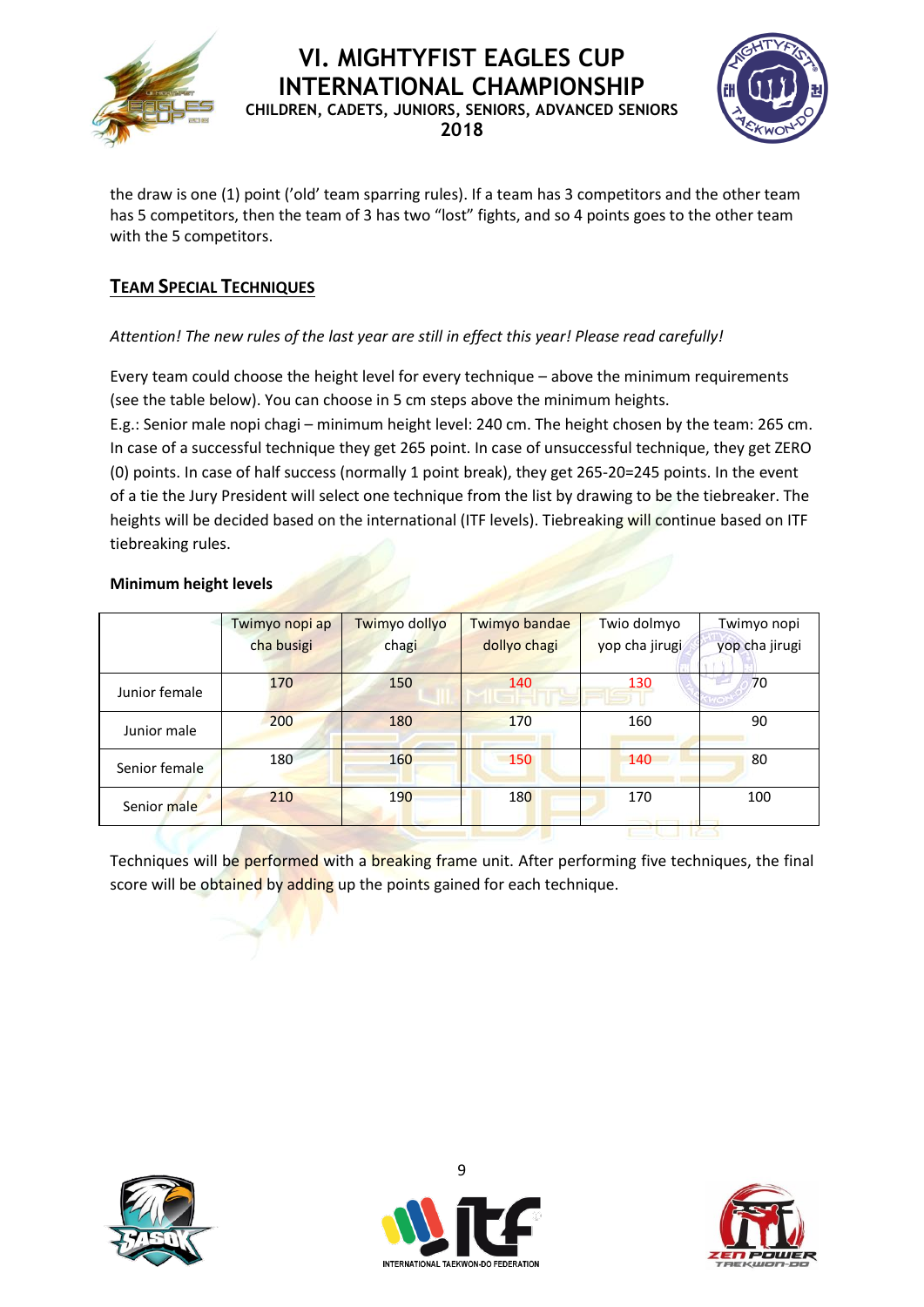the draw is one (1) point ('old' team sparring rules). If a team has 3 competitors and the other team has 5 competitors, then the team of 3 has two "lost" fights, and so 4 points goes to the other team with the 5 competitors.

## Team Special Techniques

*Attention! The new rules of the last year are still in effect this year! Please read carefully!*

Every team could choose the height level for every technique – above the minimum requirements (see the table below). You can choose in 5 cm steps above the minimum heights.
E.g.: Senior male nopi chagi – minimum height level: 240 cm. The height chosen by the team: 265 cm. In case of a successful technique they get 265 point. In case of unsuccessful technique, they get ZERO (0) points. In case of half success (normally 1 point break), they get 265-20=245 points. In the event of a tie the Jury President will select one technique from the list by drawing to be the tiebreaker. The heights will be decided based on the international (ITF levels). Tiebreaking will continue based on ITF tiebreaking rules.

**Minimum height levels**

| | Twimyo nopi ap cha busigi | Twimyo dollyo chagi | Twimyo bandae dollyo chagi | Twio dolmyo yop cha jirugi | Twimyo nopi yop cha jirugi |
|---|---|---|---|---|---|
| Junior female | 170 | 150 | 140 | 130 | 70 |
| Junior male | 200 | 180 | 170 | 160 | 90 |
| Senior female | 180 | 160 | 150 | 140 | 80 |
| Senior male | 210 | 190 | 180 | 170 | 100 |

Techniques will be performed with a breaking frame unit. After performing five techniques, the final score will be obtained by adding up the points gained for each technique.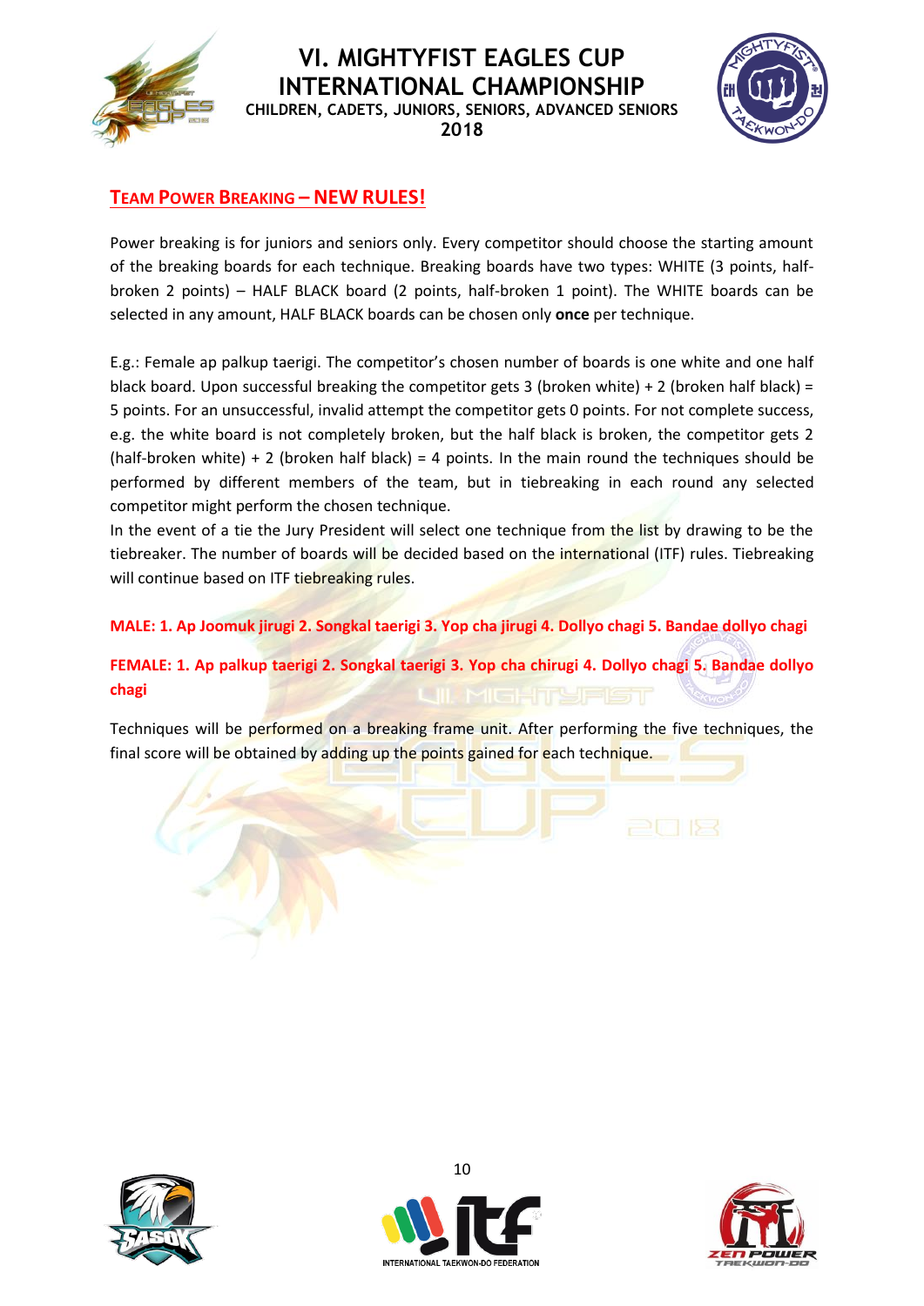## TEAM POWER BREAKING – NEW RULES!

Power breaking is for juniors and seniors only. Every competitor should choose the starting amount of the breaking boards for each technique. Breaking boards have two types: WHITE (3 points, half-broken 2 points) – HALF BLACK board (2 points, half-broken 1 point). The WHITE boards can be selected in any amount, HALF BLACK boards can be chosen only **once** per technique.

E.g.: Female ap palkup taerigi. The competitor's chosen number of boards is one white and one half black board. Upon successful breaking the competitor gets 3 (broken white) + 2 (broken half black) = 5 points. For an unsuccessful, invalid attempt the competitor gets 0 points. For not complete success, e.g. the white board is not completely broken, but the half black is broken, the competitor gets 2 (half-broken white) + 2 (broken half black) = 4 points. In the main round the techniques should be performed by different members of the team, but in tiebreaking in each round any selected competitor might perform the chosen technique.
In the event of a tie the Jury President will select one technique from the list by drawing to be the tiebreaker. The number of boards will be decided based on the international (ITF) rules. Tiebreaking will continue based on ITF tiebreaking rules.

**MALE: 1. Ap Joomuk jirugi 2. Songkal taerigi 3. Yop cha jirugi 4. Dollyo chagi 5. Bandae dollyo chagi**

**FEMALE: 1. Ap palkup taerigi 2. Songkal taerigi 3. Yop cha chirugi 4. Dollyo chagi 5. Bandae dollyo chagi**

Techniques will be performed on a breaking frame unit. After performing the five techniques, the final score will be obtained by adding up the points gained for each technique.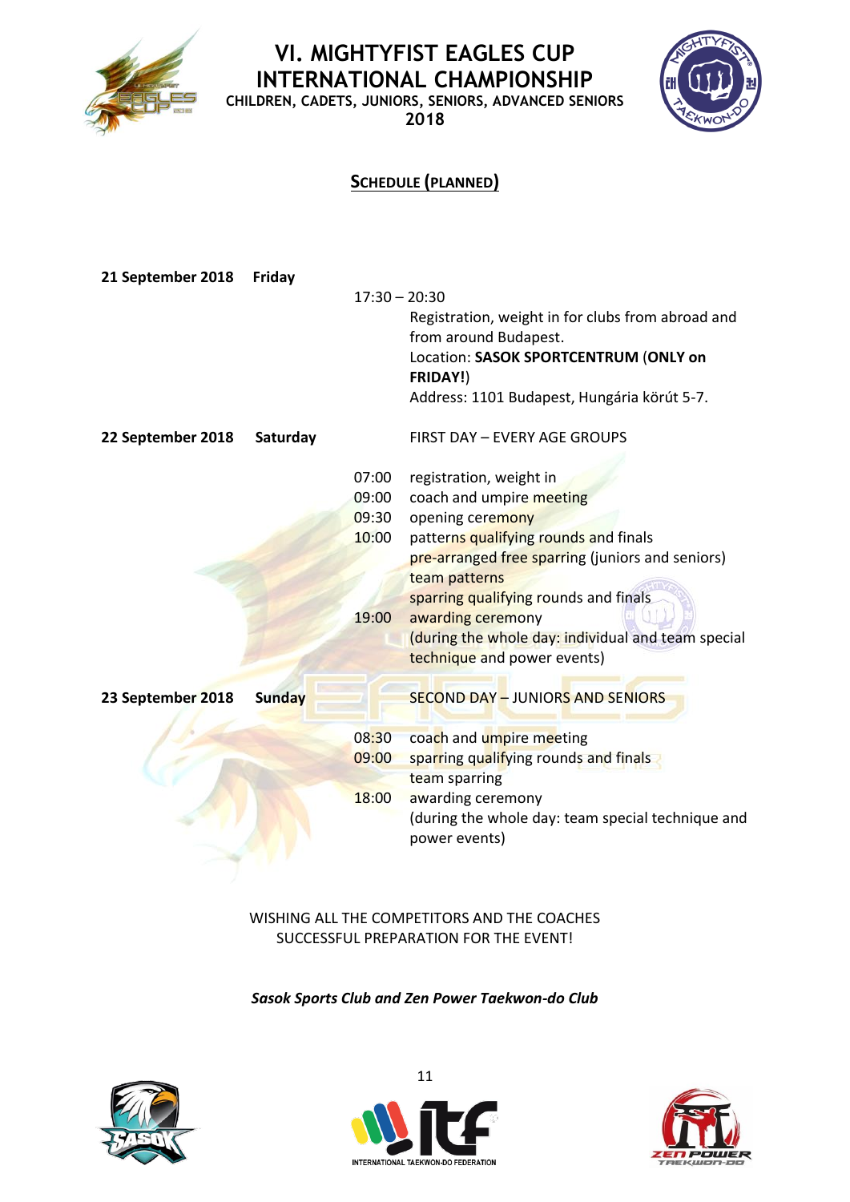# VI. MIGHTYFIST EAGLES CUP INTERNATIONAL CHAMPIONSHIP

**CHILDREN, CADETS, JUNIORS, SENIORS, ADVANCED SENIORS**

**2018**

## SCHEDULE (PLANNED)

**21 September 2018 Friday**

17:30 – 20:30
Registration, weight in for clubs from abroad and from around Budapest.
Location: **SASOK SPORTCENTRUM** (**ONLY on FRIDAY!**)
Address: 1101 Budapest, Hungária körút 5-7.

**22 September 2018 Saturday**

FIRST DAY – EVERY AGE GROUPS

07:00 registration, weight in
09:00 coach and umpire meeting
09:30 opening ceremony
10:00 patterns qualifying rounds and finals
pre-arranged free sparring (juniors and seniors)
team patterns
sparring qualifying rounds and finals
19:00 awarding ceremony
(during the whole day: individual and team special technique and power events)

**23 September 2018 Sunday**

SECOND DAY – JUNIORS AND SENIORS

08:30 coach and umpire meeting
09:00 sparring qualifying rounds and finals
team sparring
18:00 awarding ceremony
(during the whole day: team special technique and power events)

WISHING ALL THE COMPETITORS AND THE COACHES SUCCESSFUL PREPARATION FOR THE EVENT!

***Sasok Sports Club and Zen Power Taekwon-do Club***